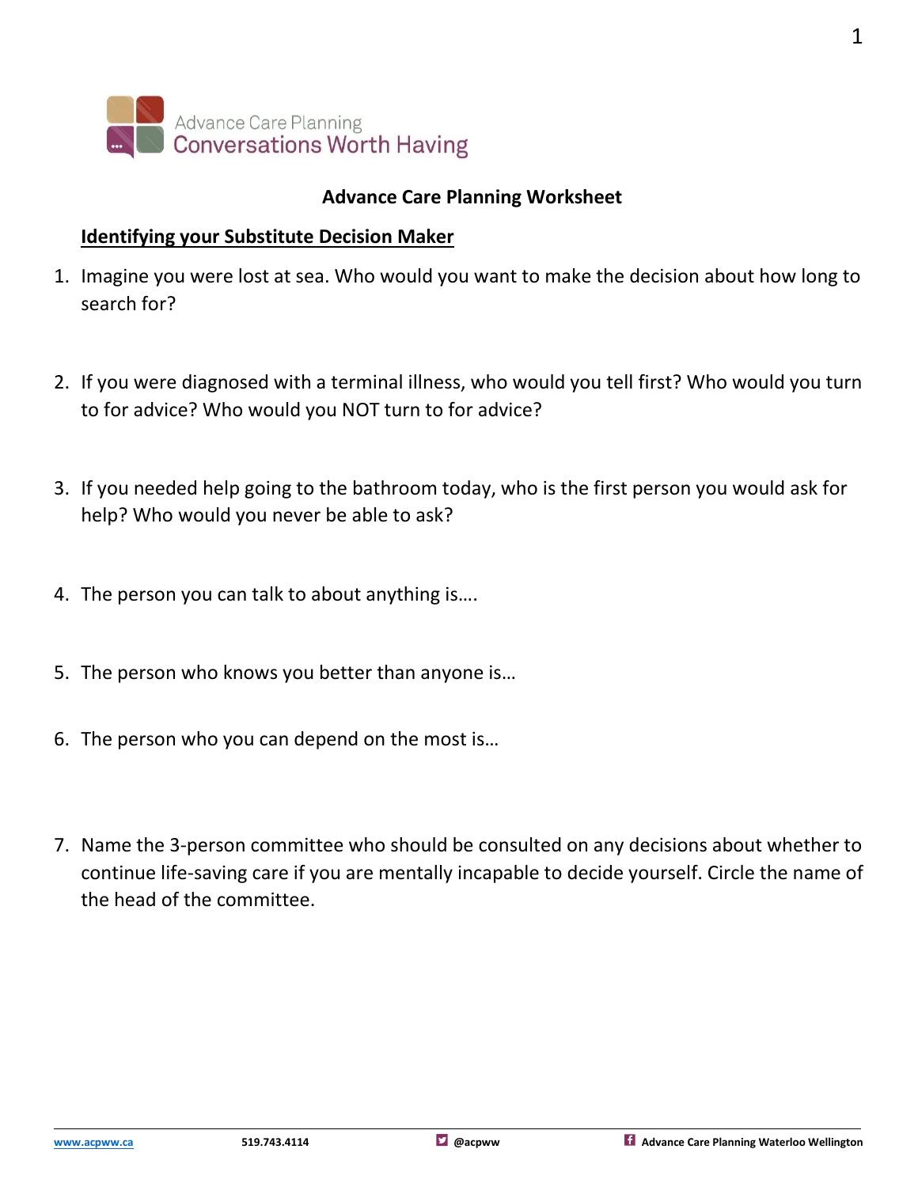Advance Care Planning
Conversations Worth Having

# Advance Care Planning Worksheet

## Identifying your Substitute Decision Maker

1. Imagine you were lost at sea. Who would you want to make the decision about how long to search for?

2. If you were diagnosed with a terminal illness, who would you tell first? Who would you turn to for advice? Who would you NOT turn to for advice?

3. If you needed help going to the bathroom today, who is the first person you would ask for help? Who would you never be able to ask?

4. The person you can talk to about anything is….

5. The person who knows you better than anyone is…

6. The person who you can depend on the most is…

7. Name the 3-person committee who should be consulted on any decisions about whether to continue life-saving care if you are mentally incapable to decide yourself. Circle the name of the head of the committee.

www.acpww.ca 519.743.4114 @acpww Advance Care Planning Waterloo Wellington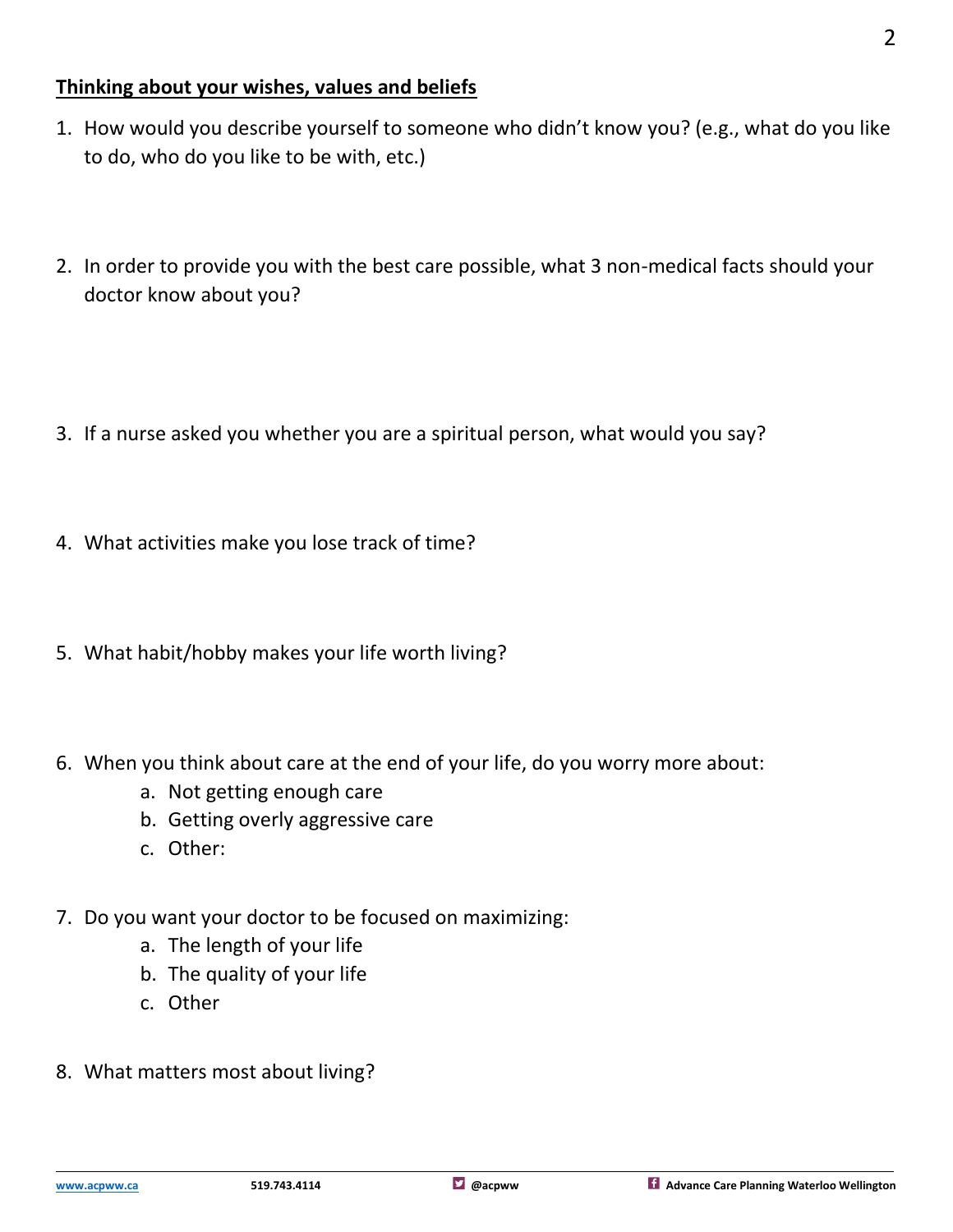## Thinking about your wishes, values and beliefs

1. How would you describe yourself to someone who didn't know you? (e.g., what do you like to do, who do you like to be with, etc.)

2. In order to provide you with the best care possible, what 3 non-medical facts should your doctor know about you?

3. If a nurse asked you whether you are a spiritual person, what would you say?

4. What activities make you lose track of time?

5. What habit/hobby makes your life worth living?

6. When you think about care at the end of your life, do you worry more about:
   a. Not getting enough care
   b. Getting overly aggressive care
   c. Other:

7. Do you want your doctor to be focused on maximizing:
   a. The length of your life
   b. The quality of your life
   c. Other

8. What matters most about living?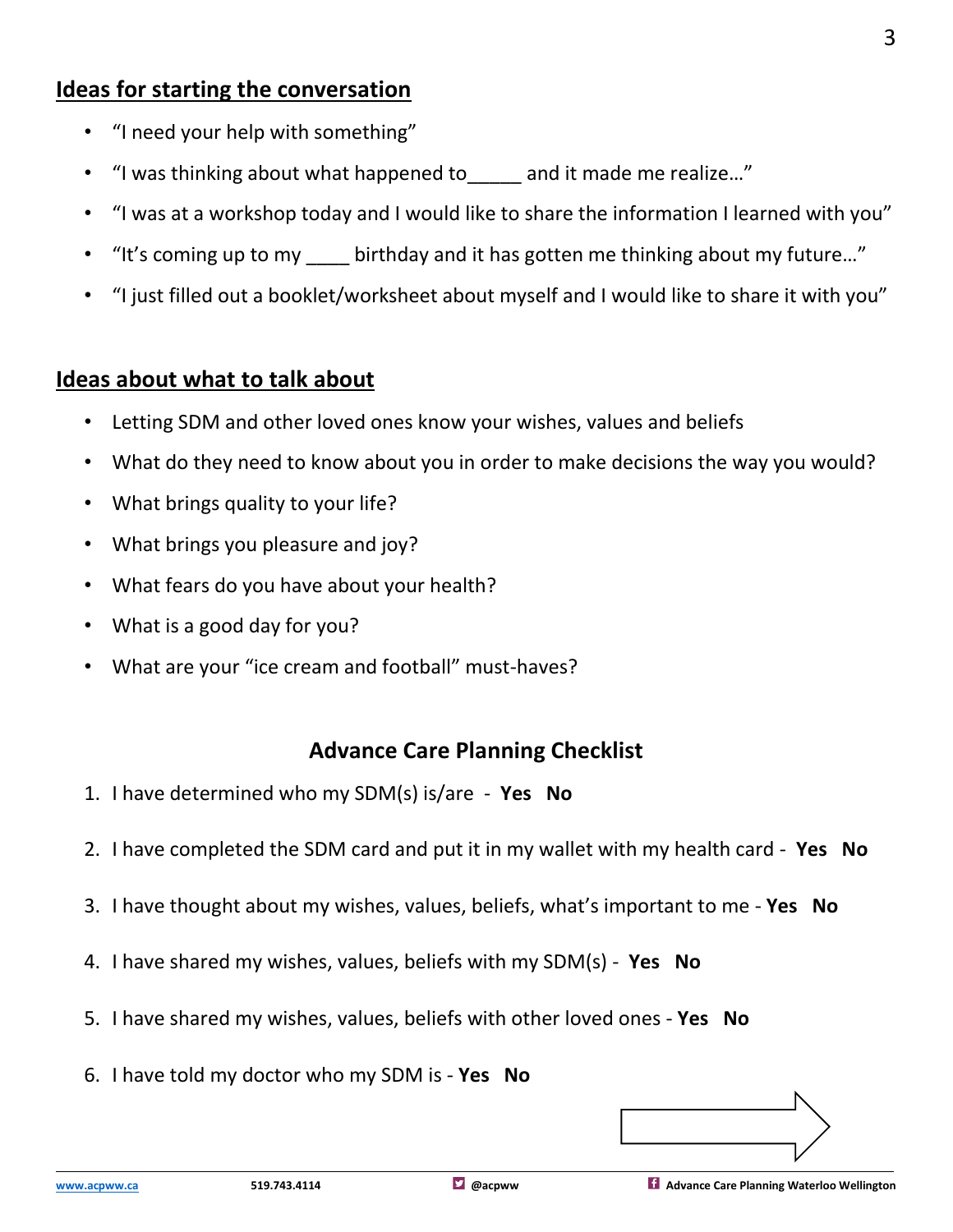## Ideas for starting the conversation

- "I need your help with something"
- "I was thinking about what happened to_____ and it made me realize…"
- "I was at a workshop today and I would like to share the information I learned with you"
- "It's coming up to my ____ birthday and it has gotten me thinking about my future…"
- "I just filled out a booklet/worksheet about myself and I would like to share it with you"

## Ideas about what to talk about

- Letting SDM and other loved ones know your wishes, values and beliefs
- What do they need to know about you in order to make decisions the way you would?
- What brings quality to your life?
- What brings you pleasure and joy?
- What fears do you have about your health?
- What is a good day for you?
- What are your "ice cream and football" must-haves?

## Advance Care Planning Checklist

1. I have determined who my SDM(s) is/are - **Yes No**
2. I have completed the SDM card and put it in my wallet with my health card - **Yes No**
3. I have thought about my wishes, values, beliefs, what's important to me - **Yes No**
4. I have shared my wishes, values, beliefs with my SDM(s) - **Yes No**
5. I have shared my wishes, values, beliefs with other loved ones - **Yes No**
6. I have told my doctor who my SDM is - **Yes No**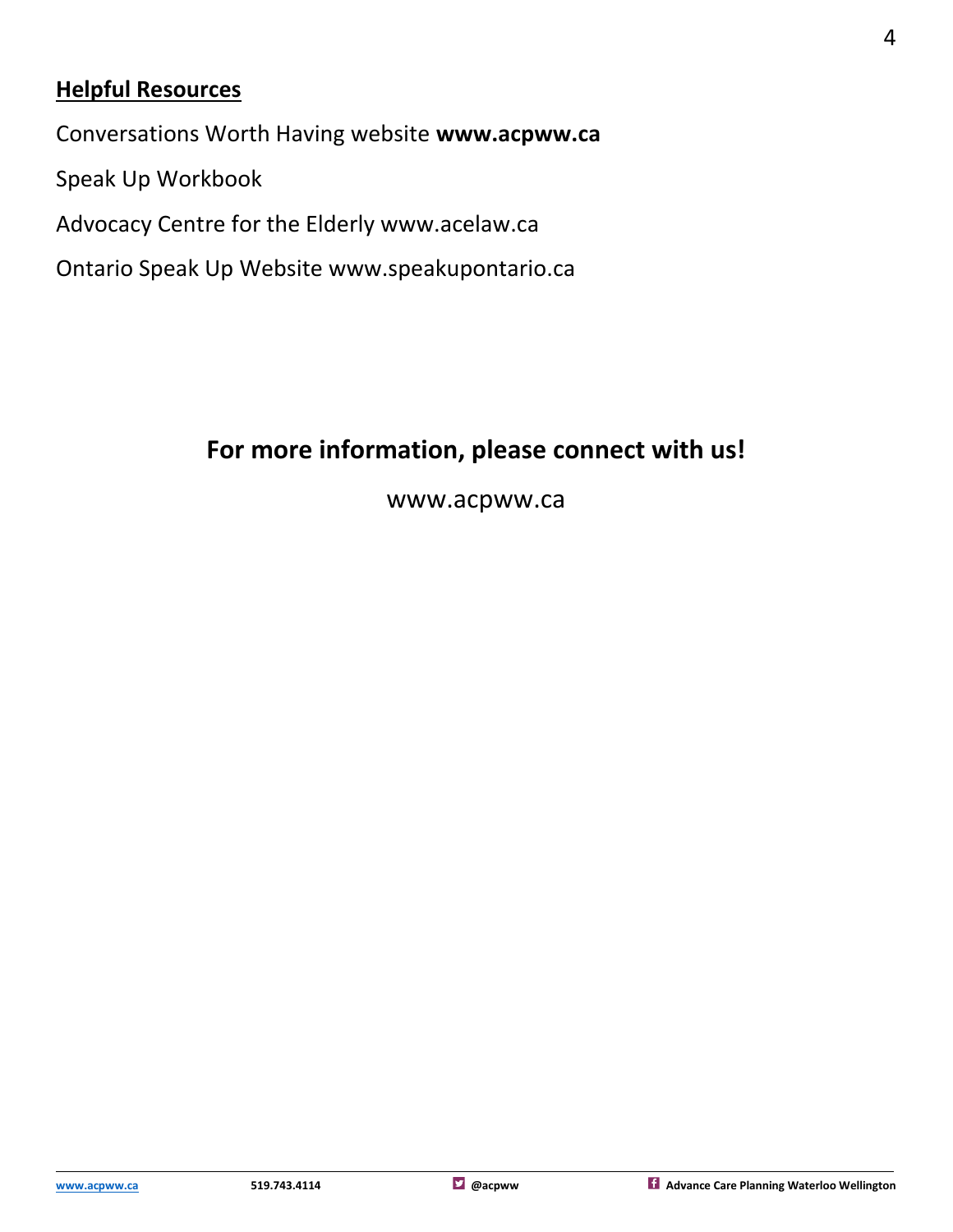## Helpful Resources

Conversations Worth Having website **www.acpww.ca**

Speak Up Workbook

Advocacy Centre for the Elderly www.acelaw.ca

Ontario Speak Up Website www.speakupontario.ca

**For more information, please connect with us!**

www.acpww.ca